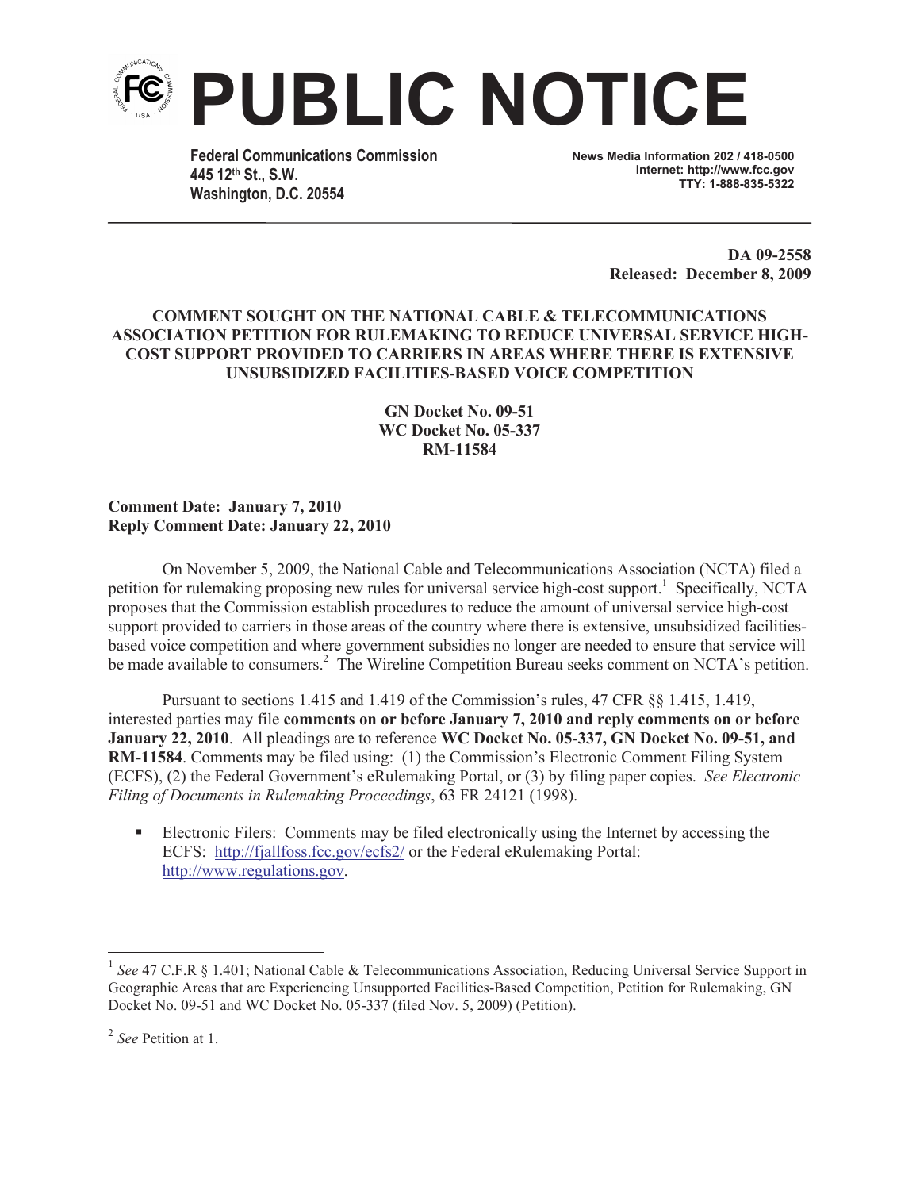# PUBLIC NOTICE

**Federal Communications Commission**
**445 12th St., S.W.**
**Washington, D.C. 20554**

**News Media Information 202 / 418-0500**
**Internet: http://www.fcc.gov**
**TTY: 1-888-835-5322**

**DA 09-2558**
**Released: December 8, 2009**

**COMMENT SOUGHT ON THE NATIONAL CABLE & TELECOMMUNICATIONS ASSOCIATION PETITION FOR RULEMAKING TO REDUCE UNIVERSAL SERVICE HIGH-COST SUPPORT PROVIDED TO CARRIERS IN AREAS WHERE THERE IS EXTENSIVE UNSUBSIDIZED FACILITIES-BASED VOICE COMPETITION**

**GN Docket No. 09-51**
**WC Docket No. 05-337**
**RM-11584**

**Comment Date: January 7, 2010**
**Reply Comment Date: January 22, 2010**

On November 5, 2009, the National Cable and Telecommunications Association (NCTA) filed a petition for rulemaking proposing new rules for universal service high-cost support.[1] Specifically, NCTA proposes that the Commission establish procedures to reduce the amount of universal service high-cost support provided to carriers in those areas of the country where there is extensive, unsubsidized facilities-based voice competition and where government subsidies no longer are needed to ensure that service will be made available to consumers.[2] The Wireline Competition Bureau seeks comment on NCTA's petition.

Pursuant to sections 1.415 and 1.419 of the Commission's rules, 47 CFR §§ 1.415, 1.419, interested parties may file **comments on or before January 7, 2010 and reply comments on or before January 22, 2010**. All pleadings are to reference **WC Docket No. 05-337, GN Docket No. 09-51, and RM-11584**. Comments may be filed using: (1) the Commission's Electronic Comment Filing System (ECFS), (2) the Federal Government's eRulemaking Portal, or (3) by filing paper copies. *See Electronic Filing of Documents in Rulemaking Proceedings*, 63 FR 24121 (1998).

- Electronic Filers: Comments may be filed electronically using the Internet by accessing the ECFS: http://fjallfoss.fcc.gov/ecfs2/ or the Federal eRulemaking Portal: http://www.regulations.gov.

---

[1] *See* 47 C.F.R § 1.401; National Cable & Telecommunications Association, Reducing Universal Service Support in Geographic Areas that are Experiencing Unsupported Facilities-Based Competition, Petition for Rulemaking, GN Docket No. 09-51 and WC Docket No. 05-337 (filed Nov. 5, 2009) (Petition).

[2] *See* Petition at 1.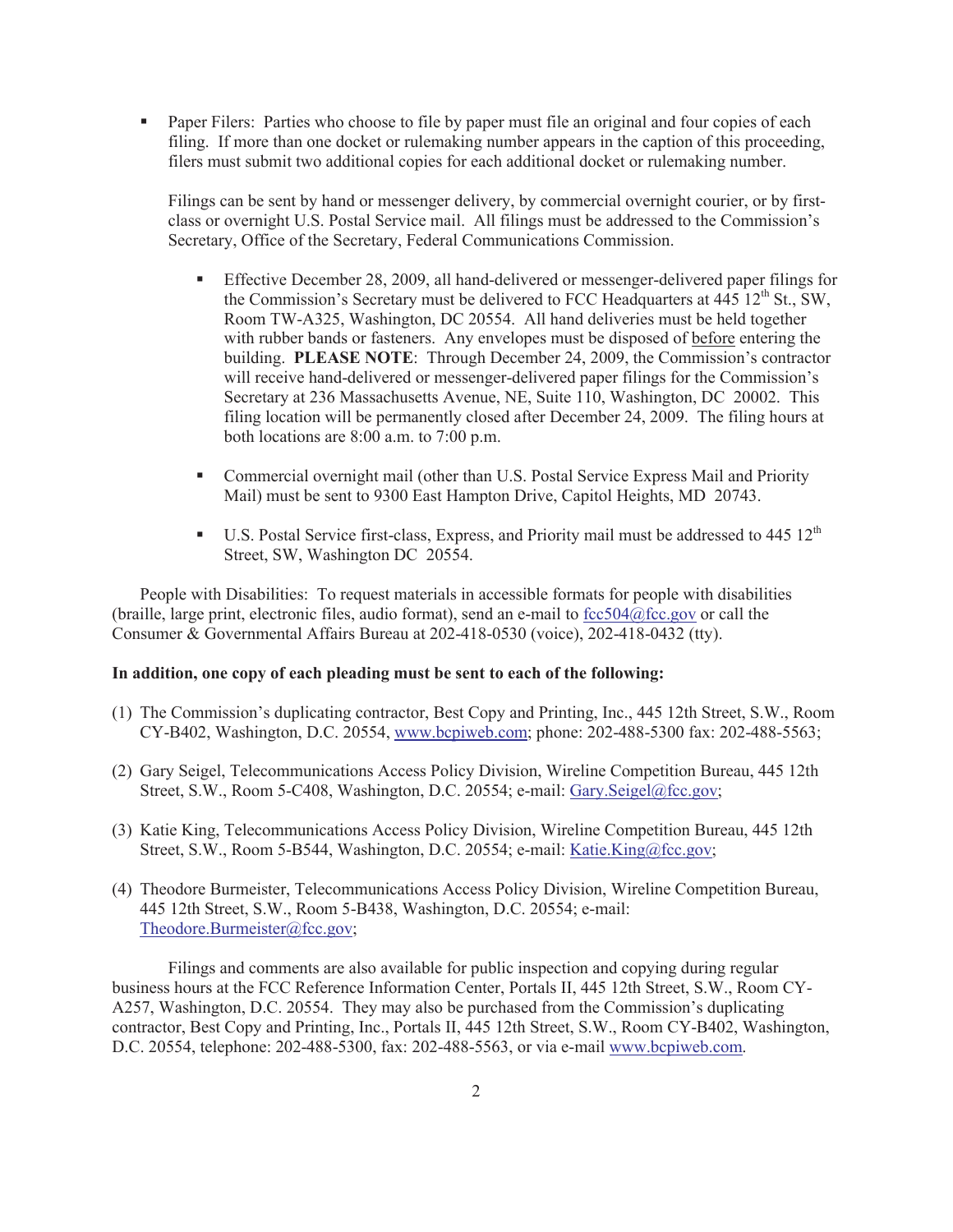- Paper Filers: Parties who choose to file by paper must file an original and four copies of each filing. If more than one docket or rulemaking number appears in the caption of this proceeding, filers must submit two additional copies for each additional docket or rulemaking number.

  Filings can be sent by hand or messenger delivery, by commercial overnight courier, or by first-class or overnight U.S. Postal Service mail. All filings must be addressed to the Commission's Secretary, Office of the Secretary, Federal Communications Commission.

  - Effective December 28, 2009, all hand-delivered or messenger-delivered paper filings for the Commission's Secretary must be delivered to FCC Headquarters at 445 12th St., SW, Room TW-A325, Washington, DC 20554. All hand deliveries must be held together with rubber bands or fasteners. Any envelopes must be disposed of before entering the building. **PLEASE NOTE**: Through December 24, 2009, the Commission's contractor will receive hand-delivered or messenger-delivered paper filings for the Commission's Secretary at 236 Massachusetts Avenue, NE, Suite 110, Washington, DC 20002. This filing location will be permanently closed after December 24, 2009. The filing hours at both locations are 8:00 a.m. to 7:00 p.m.

  - Commercial overnight mail (other than U.S. Postal Service Express Mail and Priority Mail) must be sent to 9300 East Hampton Drive, Capitol Heights, MD 20743.

  - U.S. Postal Service first-class, Express, and Priority mail must be addressed to 445 12th Street, SW, Washington DC 20554.

People with Disabilities: To request materials in accessible formats for people with disabilities (braille, large print, electronic files, audio format), send an e-mail to fcc504@fcc.gov or call the Consumer & Governmental Affairs Bureau at 202-418-0530 (voice), 202-418-0432 (tty).

**In addition, one copy of each pleading must be sent to each of the following:**

(1) The Commission's duplicating contractor, Best Copy and Printing, Inc., 445 12th Street, S.W., Room CY-B402, Washington, D.C. 20554, www.bcpiweb.com; phone: 202-488-5300 fax: 202-488-5563;

(2) Gary Seigel, Telecommunications Access Policy Division, Wireline Competition Bureau, 445 12th Street, S.W., Room 5-C408, Washington, D.C. 20554; e-mail: Gary.Seigel@fcc.gov;

(3) Katie King, Telecommunications Access Policy Division, Wireline Competition Bureau, 445 12th Street, S.W., Room 5-B544, Washington, D.C. 20554; e-mail: Katie.King@fcc.gov;

(4) Theodore Burmeister, Telecommunications Access Policy Division, Wireline Competition Bureau, 445 12th Street, S.W., Room 5-B438, Washington, D.C. 20554; e-mail: Theodore.Burmeister@fcc.gov;

Filings and comments are also available for public inspection and copying during regular business hours at the FCC Reference Information Center, Portals II, 445 12th Street, S.W., Room CY-A257, Washington, D.C. 20554. They may also be purchased from the Commission's duplicating contractor, Best Copy and Printing, Inc., Portals II, 445 12th Street, S.W., Room CY-B402, Washington, D.C. 20554, telephone: 202-488-5300, fax: 202-488-5563, or via e-mail www.bcpiweb.com.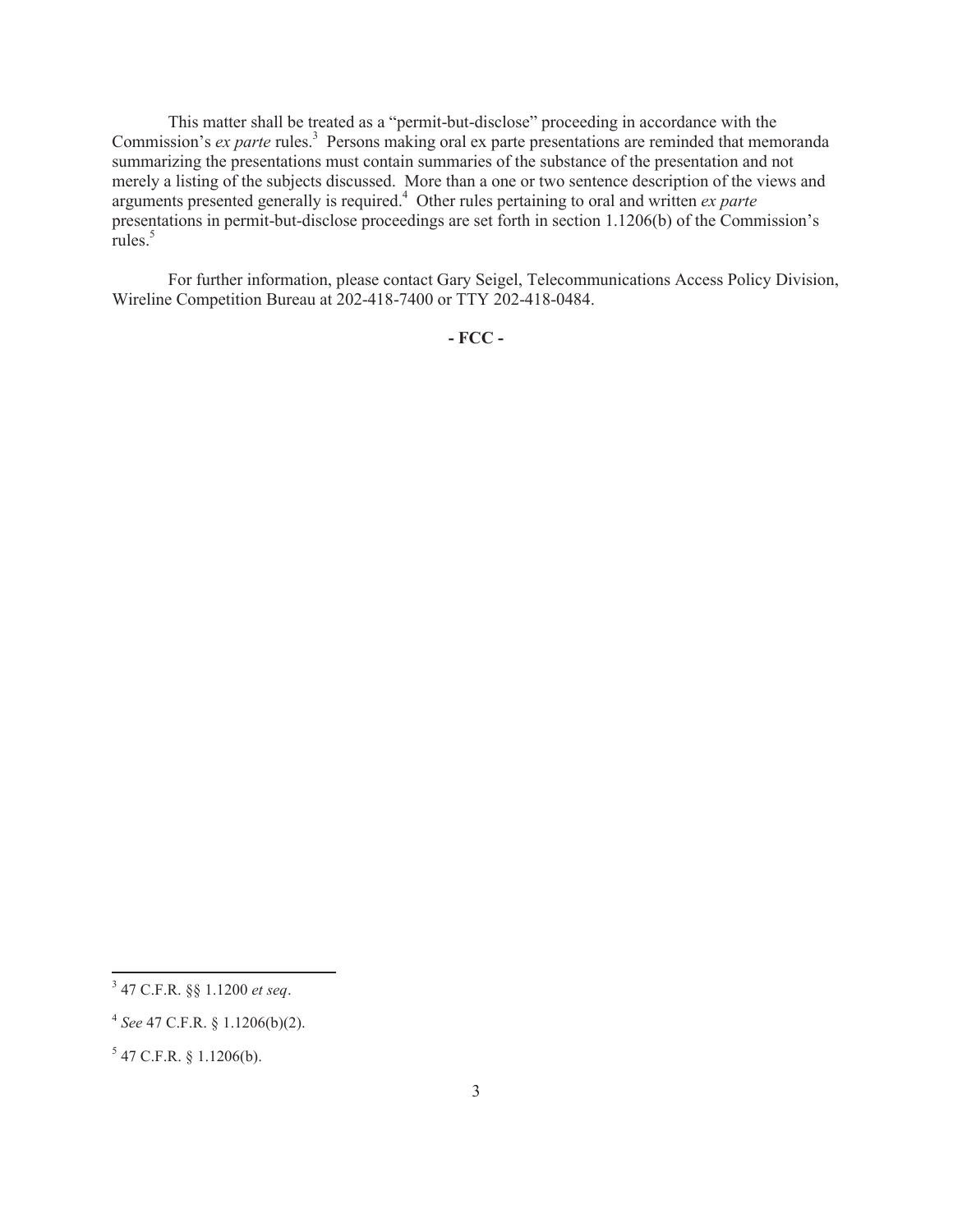This matter shall be treated as a "permit-but-disclose" proceeding in accordance with the Commission's *ex parte* rules.[3] Persons making oral ex parte presentations are reminded that memoranda summarizing the presentations must contain summaries of the substance of the presentation and not merely a listing of the subjects discussed. More than a one or two sentence description of the views and arguments presented generally is required.[4] Other rules pertaining to oral and written *ex parte* presentations in permit-but-disclose proceedings are set forth in section 1.1206(b) of the Commission's rules.[5]

For further information, please contact Gary Seigel, Telecommunications Access Policy Division, Wireline Competition Bureau at 202-418-7400 or TTY 202-418-0484.

**- FCC -**

---

[3] 47 C.F.R. §§ 1.1200 *et seq*.

[4] *See* 47 C.F.R. § 1.1206(b)(2).

[5] 47 C.F.R. § 1.1206(b).